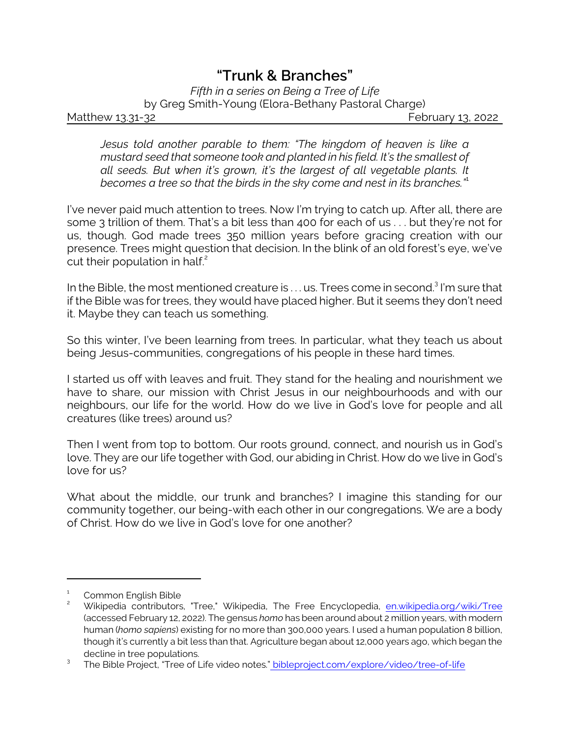# "Trunk & Branches"

*Fifth in a series on Being a Tree of Life*
by Greg Smith-Young (Elora-Bethany Pastoral Charge)

Matthew 13.31-32 | February 13, 2022

> *Jesus told another parable to them: "The kingdom of heaven is like a mustard seed that someone took and planted in his field. It's the smallest of all seeds. But when it's grown, it's the largest of all vegetable plants. It becomes a tree so that the birds in the sky come and nest in its branches."*[1]

I've never paid much attention to trees. Now I'm trying to catch up. After all, there are some 3 trillion of them. That's a bit less than 400 for each of us . . . but they're not for us, though. God made trees 350 million years before gracing creation with our presence. Trees might question that decision. In the blink of an old forest's eye, we've cut their population in half.[2]

In the Bible, the most mentioned creature is . . . us. Trees come in second.[3] I'm sure that if the Bible was for trees, they would have placed higher. But it seems they don't need it. Maybe they can teach us something.

So this winter, I've been learning from trees. In particular, what they teach us about being Jesus-communities, congregations of his people in these hard times.

I started us off with leaves and fruit. They stand for the healing and nourishment we have to share, our mission with Christ Jesus in our neighbourhoods and with our neighbours, our life for the world. How do we live in God's love for people and all creatures (like trees) around us?

Then I went from top to bottom. Our roots ground, connect, and nourish us in God's love. They are our life together with God, our abiding in Christ. How do we live in God's love for us?

What about the middle, our trunk and branches? I imagine this standing for our community together, our being-with each other in our congregations. We are a body of Christ. How do we live in God's love for one another?

---

[1] Common English Bible

[2] Wikipedia contributors, "Tree," Wikipedia, The Free Encyclopedia, en.wikipedia.org/wiki/Tree (accessed February 12, 2022). The gensus *homo* has been around about 2 million years, with modern human (*homo sapiens*) existing for no more than 300,000 years. I used a human population 8 billion, though it's currently a bit less than that. Agriculture began about 12,000 years ago, which began the decline in tree populations.

[3] The Bible Project, "Tree of Life video notes." bibleproject.com/explore/video/tree-of-life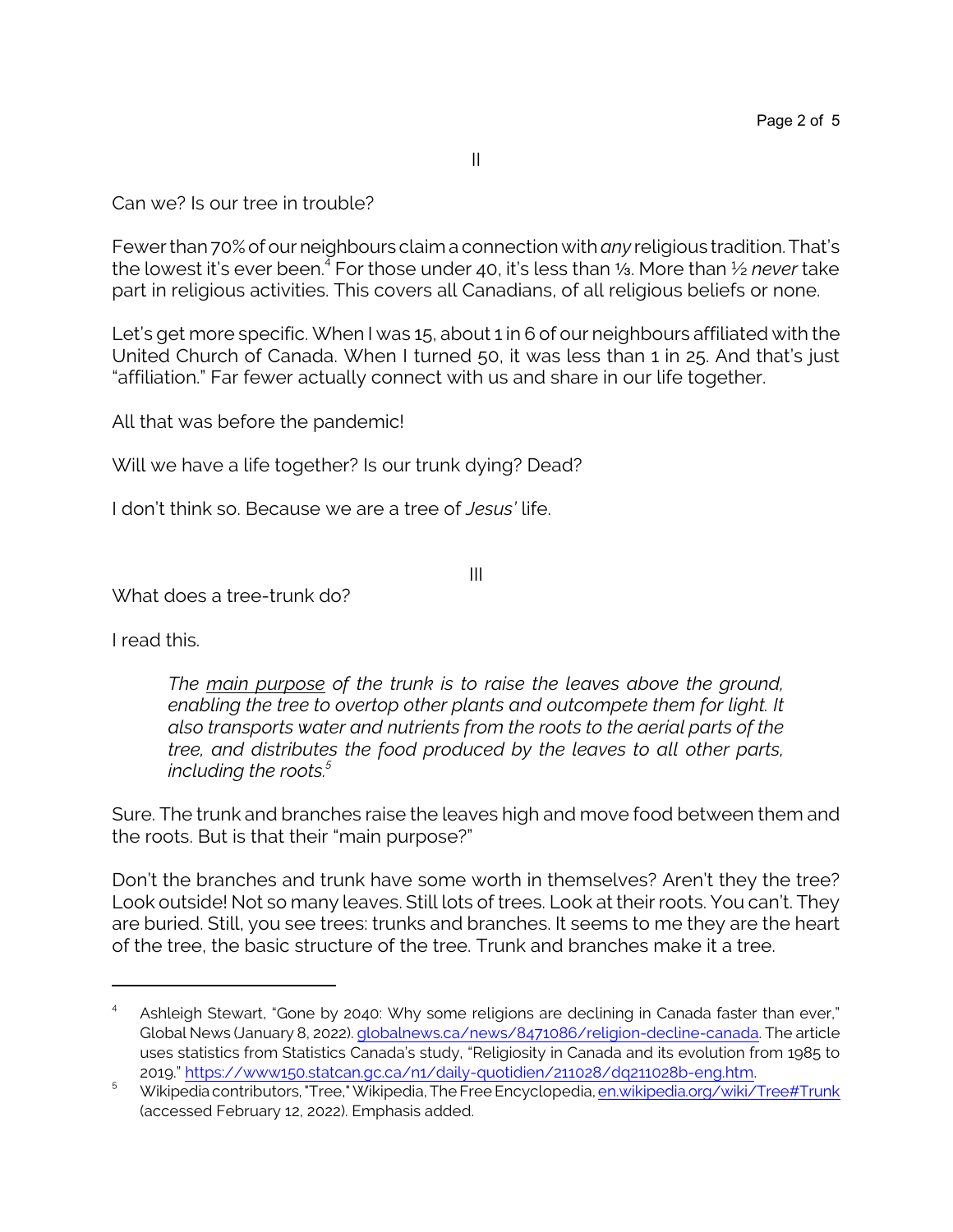II

Can we? Is our tree in trouble?

Fewer than 70% of our neighbours claim a connection with *any* religious tradition. That's the lowest it's ever been.[4] For those under 40, it's less than ⅓. More than ½ *never* take part in religious activities. This covers all Canadians, of all religious beliefs or none.

Let's get more specific. When I was 15, about 1 in 6 of our neighbours affiliated with the United Church of Canada. When I turned 50, it was less than 1 in 25. And that's just "affiliation." Far fewer actually connect with us and share in our life together.

All that was before the pandemic!

Will we have a life together? Is our trunk dying? Dead?

I don't think so. Because we are a tree of *Jesus'* life.

III

What does a tree-trunk do?

I read this.

> *The <u>main purpose</u> of the trunk is to raise the leaves above the ground, enabling the tree to overtop other plants and outcompete them for light. It also transports water and nutrients from the roots to the aerial parts of the tree, and distributes the food produced by the leaves to all other parts, including the roots.*[5]

Sure. The trunk and branches raise the leaves high and move food between them and the roots. But is that their "main purpose?"

Don't the branches and trunk have some worth in themselves? Aren't they the tree? Look outside! Not so many leaves. Still lots of trees. Look at their roots. You can't. They are buried. Still, you see trees: trunks and branches. It seems to me they are the heart of the tree, the basic structure of the tree. Trunk and branches make it a tree.

---

[4] Ashleigh Stewart, "Gone by 2040: Why some religions are declining in Canada faster than ever," Global News (January 8, 2022). globalnews.ca/news/8471086/religion-decline-canada. The article uses statistics from Statistics Canada's study, "Religiosity in Canada and its evolution from 1985 to 2019." https://www150.statcan.gc.ca/n1/daily-quotidien/211028/dq211028b-eng.htm.

[5] Wikipedia contributors, "Tree," Wikipedia, The Free Encyclopedia, en.wikipedia.org/wiki/Tree#Trunk (accessed February 12, 2022). Emphasis added.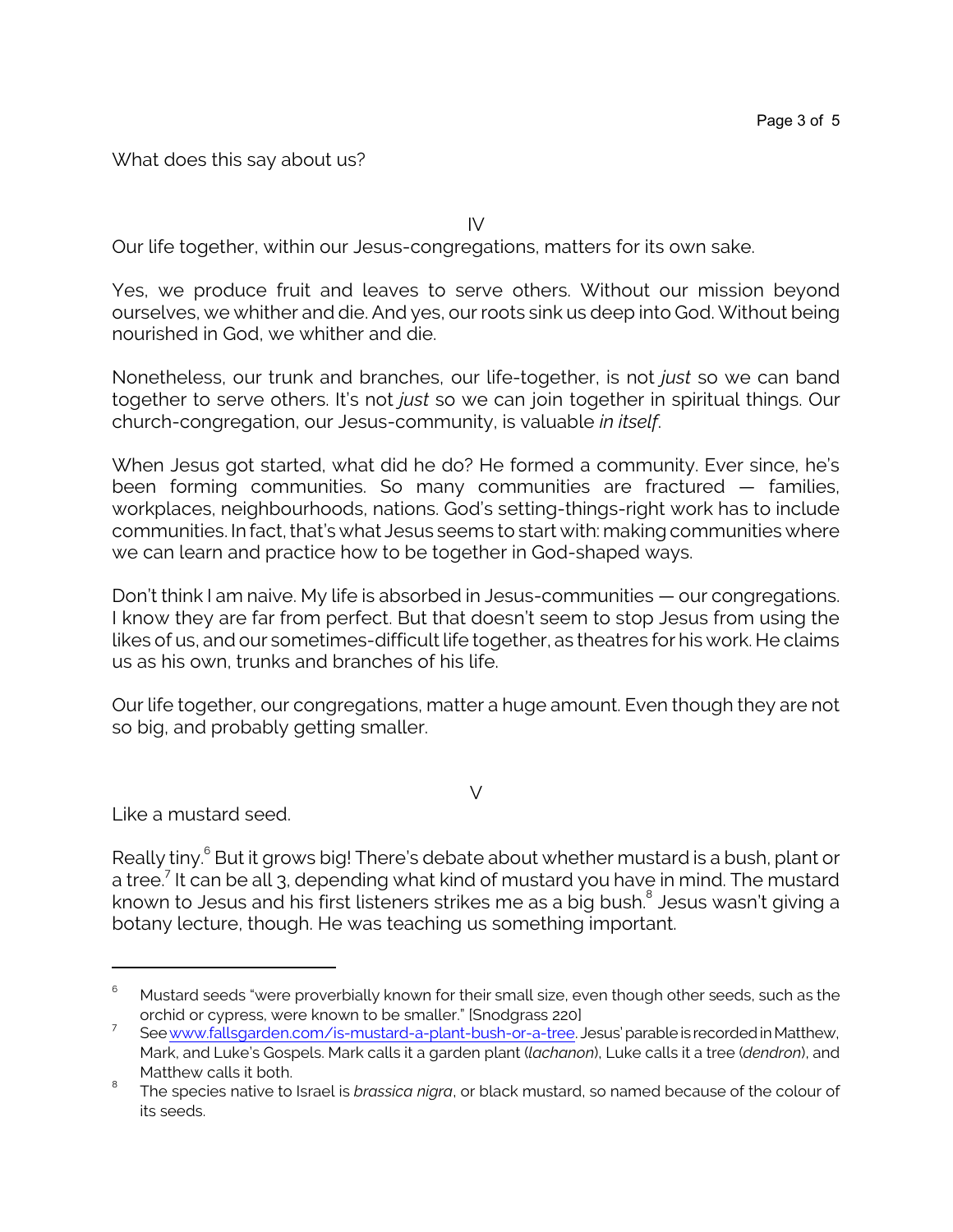What does this say about us?

IV

Our life together, within our Jesus-congregations, matters for its own sake.

Yes, we produce fruit and leaves to serve others. Without our mission beyond ourselves, we whither and die. And yes, our roots sink us deep into God. Without being nourished in God, we whither and die.

Nonetheless, our trunk and branches, our life-together, is not *just* so we can band together to serve others. It's not *just* so we can join together in spiritual things. Our church-congregation, our Jesus-community, is valuable *in itself*.

When Jesus got started, what did he do? He formed a community. Ever since, he's been forming communities. So many communities are fractured — families, workplaces, neighbourhoods, nations. God's setting-things-right work has to include communities. In fact, that's what Jesus seems to start with: making communities where we can learn and practice how to be together in God-shaped ways.

Don't think I am naive. My life is absorbed in Jesus-communities — our congregations. I know they are far from perfect. But that doesn't seem to stop Jesus from using the likes of us, and our sometimes-difficult life together, as theatres for his work. He claims us as his own, trunks and branches of his life.

Our life together, our congregations, matter a huge amount. Even though they are not so big, and probably getting smaller.

V

Like a mustard seed.

Really tiny.[6] But it grows big! There's debate about whether mustard is a bush, plant or a tree.[7] It can be all 3, depending what kind of mustard you have in mind. The mustard known to Jesus and his first listeners strikes me as a big bush.[8] Jesus wasn't giving a botany lecture, though. He was teaching us something important.

---

[6] Mustard seeds "were proverbially known for their small size, even though other seeds, such as the orchid or cypress, were known to be smaller." [Snodgrass 220]

[7] See www.fallsgarden.com/is-mustard-a-plant-bush-or-a-tree. Jesus' parable is recorded in Matthew, Mark, and Luke's Gospels. Mark calls it a garden plant (*lachanon*), Luke calls it a tree (*dendron*), and Matthew calls it both.

[8] The species native to Israel is *brassica nigra*, or black mustard, so named because of the colour of its seeds.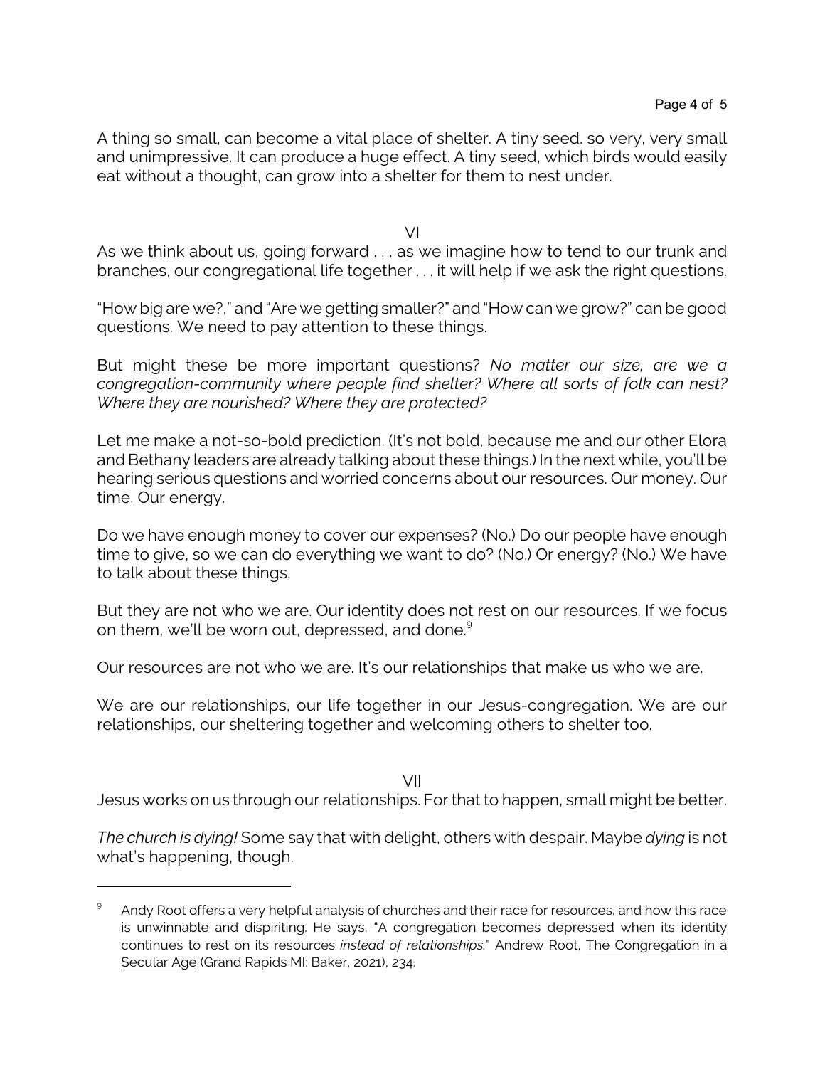A thing so small, can become a vital place of shelter. A tiny seed. so very, very small and unimpressive. It can produce a huge effect. A tiny seed, which birds would easily eat without a thought, can grow into a shelter for them to nest under.

VI

As we think about us, going forward . . . as we imagine how to tend to our trunk and branches, our congregational life together . . . it will help if we ask the right questions.

"How big are we?," and "Are we getting smaller?" and "How can we grow?" can be good questions. We need to pay attention to these things.

But might these be more important questions? *No matter our size, are we a congregation-community where people find shelter? Where all sorts of folk can nest? Where they are nourished? Where they are protected?*

Let me make a not-so-bold prediction. (It's not bold, because me and our other Elora and Bethany leaders are already talking about these things.) In the next while, you'll be hearing serious questions and worried concerns about our resources. Our money. Our time. Our energy.

Do we have enough money to cover our expenses? (No.) Do our people have enough time to give, so we can do everything we want to do? (No.) Or energy? (No.) We have to talk about these things.

But they are not who we are. Our identity does not rest on our resources. If we focus on them, we'll be worn out, depressed, and done.[9]

Our resources are not who we are. It's our relationships that make us who we are.

We are our relationships, our life together in our Jesus-congregation. We are our relationships, our sheltering together and welcoming others to shelter too.

VII

Jesus works on us through our relationships. For that to happen, small might be better.

*The church is dying!* Some say that with delight, others with despair. Maybe *dying* is not what's happening, though.

---

[9] Andy Root offers a very helpful analysis of churches and their race for resources, and how this race is unwinnable and dispiriting. He says, "A congregation becomes depressed when its identity continues to rest on its resources *instead of relationships.*" Andrew Root, The Congregation in a Secular Age (Grand Rapids MI: Baker, 2021), 234.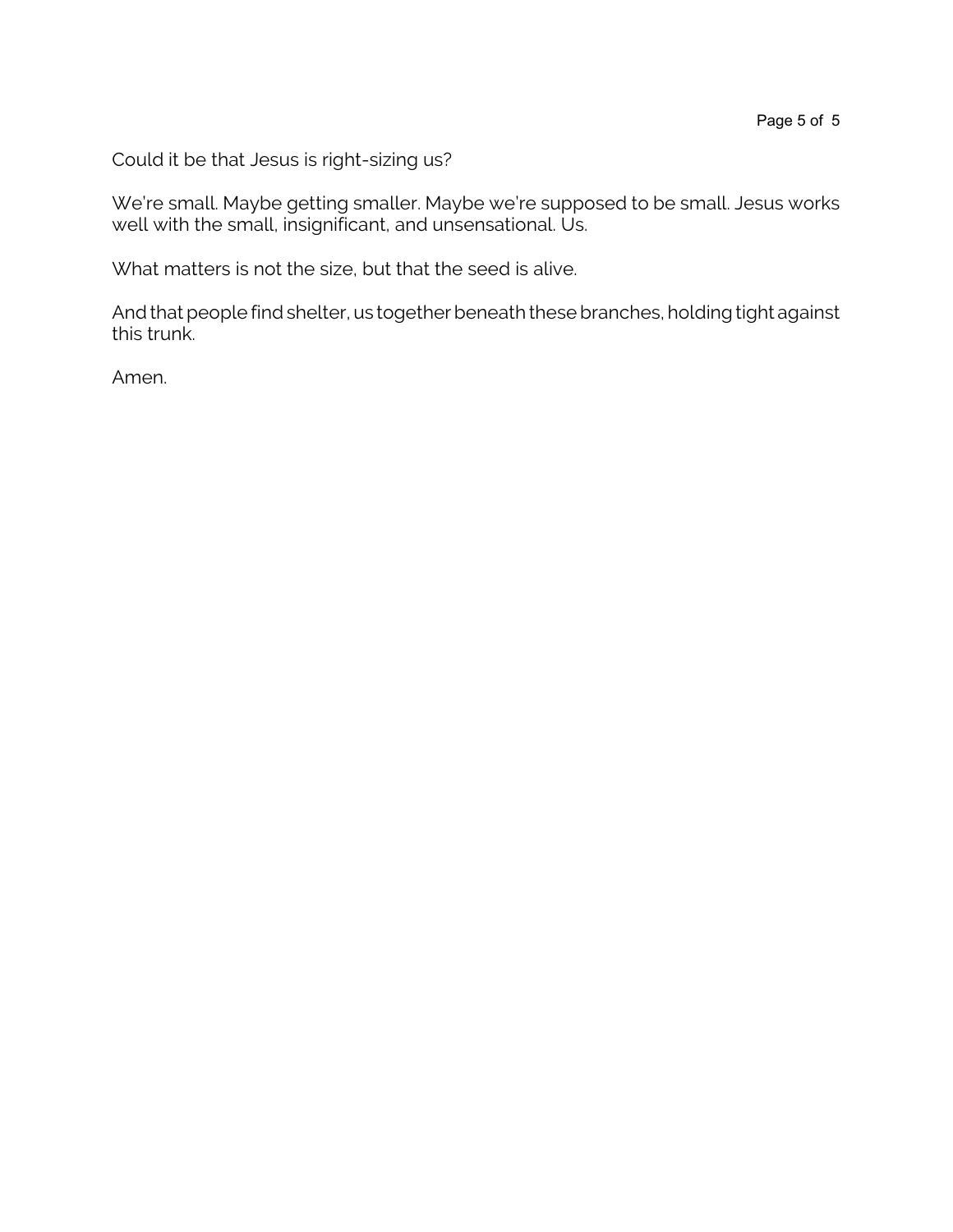Could it be that Jesus is right-sizing us?

We're small. Maybe getting smaller. Maybe we're supposed to be small. Jesus works well with the small, insignificant, and unsensational. Us.

What matters is not the size, but that the seed is alive.

And that people find shelter, us together beneath these branches, holding tight against this trunk.

Amen.